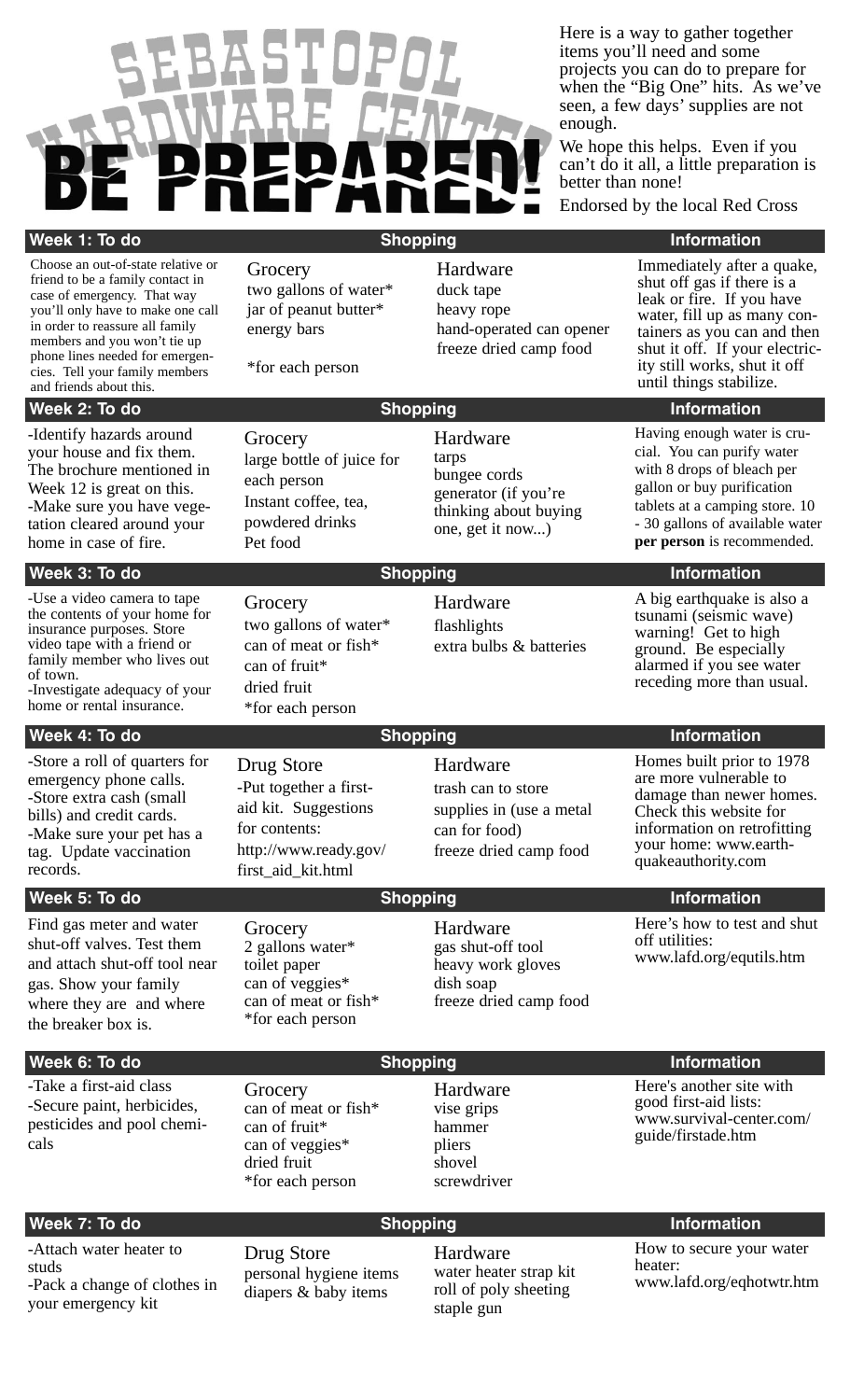# SEBASTOPOL HARDWARE CENTER

# BE PREPARED!

Here is a way to gather together items you'll need and some projects you can do to prepare for when the "Big One" hits. As we've seen, a few days' supplies are not enough.

We hope this helps. Even if you can't do it all, a little preparation is better than none!

Endorsed by the local Red Cross

## Week 1: To do

Choose an out-of-state relative or friend to be a family contact in case of emergency. That way you'll only have to make one call in order to reassure all family members and you won't tie up phone lines needed for emergencies. Tell your family members and friends about this.

### Shopping

**Grocery**
two gallons of water*
jar of peanut butter*
energy bars

*for each person

**Hardware**
duck tape
heavy rope
hand-operated can opener
freeze dried camp food

### Information

Immediately after a quake, shut off gas if there is a leak or fire. If you have water, fill up as many containers as you can and then shut it off. If your electricity still works, shut it off until things stabilize.

## Week 2: To do

-Identify hazards around your house and fix them. The brochure mentioned in Week 12 is great on this.
-Make sure you have vegetation cleared around your home in case of fire.

### Shopping

**Grocery**
large bottle of juice for each person
Instant coffee, tea, powdered drinks
Pet food

**Hardware**
tarps
bungee cords
generator (if you're thinking about buying one, get it now...)

### Information

Having enough water is crucial. You can purify water with 8 drops of bleach per gallon or buy purification tablets at a camping store. 10 - 30 gallons of available water **per person** is recommended.

## Week 3: To do

-Use a video camera to tape the contents of your home for insurance purposes. Store video tape with a friend or family member who lives out of town.
-Investigate adequacy of your home or rental insurance.

### Shopping

**Grocery**
two gallons of water*
can of meat or fish*
can of fruit*
dried fruit
*for each person

**Hardware**
flashlights
extra bulbs & batteries

### Information

A big earthquake is also a tsunami (seismic wave) warning! Get to high ground. Be especially alarmed if you see water receding more than usual.

## Week 4: To do

-Store a roll of quarters for emergency phone calls.
-Store extra cash (small bills) and credit cards.
-Make sure your pet has a tag. Update vaccination records.

### Shopping

**Drug Store**
-Put together a first-aid kit. Suggestions for contents:
http://www.ready.gov/first_aid_kit.html

**Hardware**
trash can to store supplies in (use a metal can for food)
freeze dried camp food

### Information

Homes built prior to 1978 are more vulnerable to damage than newer homes. Check this website for information on retrofitting your home: www.earthquakeauthority.com

## Week 5: To do

Find gas meter and water shut-off valves. Test them and attach shut-off tool near gas. Show your family where they are and where the breaker box is.

### Shopping

**Grocery**
2 gallons water*
toilet paper
can of veggies*
can of meat or fish*
*for each person

**Hardware**
gas shut-off tool
heavy work gloves
dish soap
freeze dried camp food

### Information

Here's how to test and shut off utilities:
www.lafd.org/equtils.htm

## Week 6: To do

-Take a first-aid class
-Secure paint, herbicides, pesticides and pool chemicals

### Shopping

**Grocery**
can of meat or fish*
can of fruit*
can of veggies*
dried fruit
*for each person

**Hardware**
vise grips
hammer
pliers
shovel
screwdriver

### Information

Here's another site with good first-aid lists:
www.survival-center.com/guide/firstade.htm

## Week 7: To do

-Attach water heater to studs
-Pack a change of clothes in your emergency kit

### Shopping

**Drug Store**
personal hygiene items
diapers & baby items

**Hardware**
water heater strap kit
roll of poly sheeting
staple gun

### Information

How to secure your water heater:
www.lafd.org/eqhotwtr.htm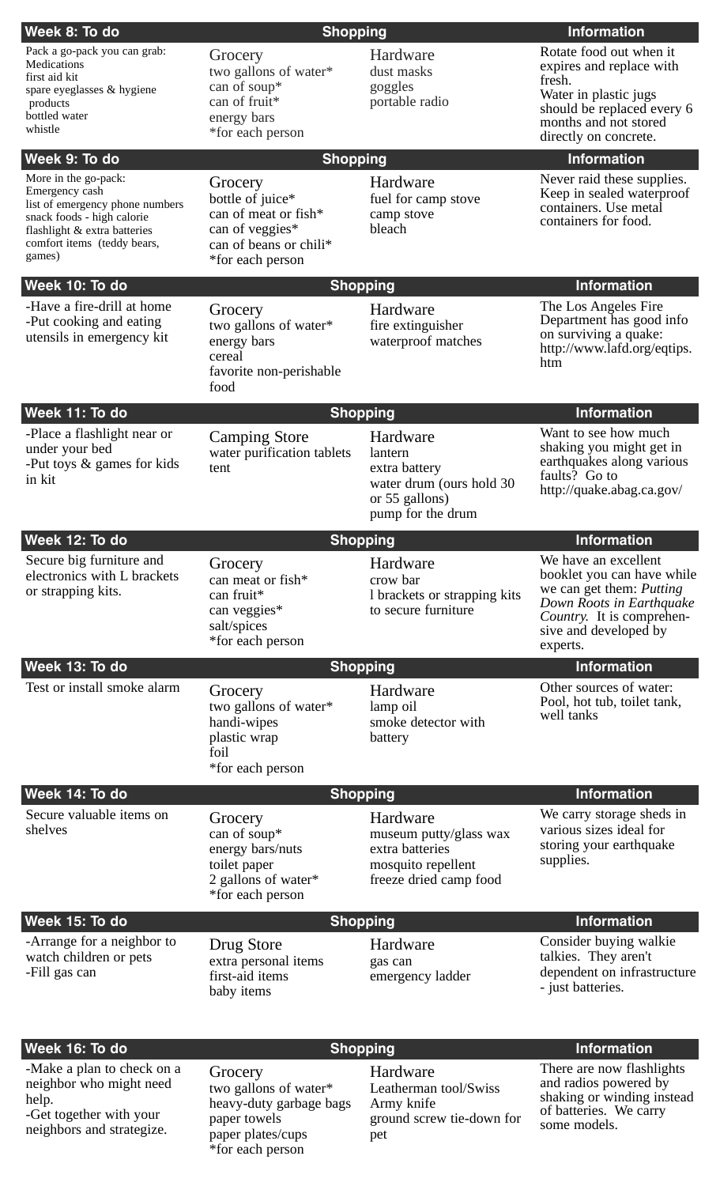| Week 8: To do | Shopping | | Information |
|---|---|---|---|
| Pack a go-pack you can grab: Medications, first aid kit, spare eyeglasses & hygiene products, bottled water, whistle | Grocery<br>two gallons of water*<br>can of soup*<br>can of fruit*<br>energy bars<br>*for each person | Hardware<br>dust masks<br>goggles<br>portable radio | Rotate food out when it expires and replace with fresh. Water in plastic jugs should be replaced every 6 months and not stored directly on concrete. |
| **Week 9: To do** | **Shopping** | | **Information** |
| More in the go-pack: Emergency cash, list of emergency phone numbers, snack foods - high calorie, flashlight & extra batteries, comfort items (teddy bears, games) | Grocery<br>bottle of juice*<br>can of meat or fish*<br>can of veggies*<br>can of beans or chili*<br>*for each person | Hardware<br>fuel for camp stove<br>camp stove<br>bleach | Never raid these supplies. Keep in sealed waterproof containers. Use metal containers for food. |
| **Week 10: To do** | **Shopping** | | **Information** |
| -Have a fire-drill at home<br>-Put cooking and eating utensils in emergency kit | Grocery<br>two gallons of water*<br>energy bars<br>cereal<br>favorite non-perishable food | Hardware<br>fire extinguisher<br>waterproof matches | The Los Angeles Fire Department has good info on surviving a quake: http://www.lafd.org/eqtips.htm |
| **Week 11: To do** | **Shopping** | | **Information** |
| -Place a flashlight near or under your bed<br>-Put toys & games for kids in kit | Camping Store<br>water purification tablets<br>tent | Hardware<br>lantern<br>extra battery<br>water drum (ours hold 30 or 55 gallons)<br>pump for the drum | Want to see how much shaking you might get in earthquakes along various faults? Go to http://quake.abag.ca.gov/ |
| **Week 12: To do** | **Shopping** | | **Information** |
| Secure big furniture and electronics with L brackets or strapping kits. | Grocery<br>can meat or fish*<br>can fruit*<br>can veggies*<br>salt/spices<br>*for each person | Hardware<br>crow bar<br>l brackets or strapping kits to secure furniture | We have an excellent booklet you can have while we can get them: *Putting Down Roots in Earthquake Country.* It is comprehensive and developed by experts. |
| **Week 13: To do** | **Shopping** | | **Information** |
| Test or install smoke alarm | Grocery<br>two gallons of water*<br>handi-wipes<br>plastic wrap<br>foil<br>*for each person | Hardware<br>lamp oil<br>smoke detector with battery | Other sources of water: Pool, hot tub, toilet tank, well tanks |
| **Week 14: To do** | **Shopping** | | **Information** |
| Secure valuable items on shelves | Grocery<br>can of soup*<br>energy bars/nuts<br>toilet paper<br>2 gallons of water*<br>*for each person | Hardware<br>museum putty/glass wax<br>extra batteries<br>mosquito repellent<br>freeze dried camp food | We carry storage sheds in various sizes ideal for storing your earthquake supplies. |
| **Week 15: To do** | **Shopping** | | **Information** |
| -Arrange for a neighbor to watch children or pets<br>-Fill gas can | Drug Store<br>extra personal items<br>first-aid items<br>baby items | Hardware<br>gas can<br>emergency ladder | Consider buying walkie talkies. They aren't dependent on infrastructure - just batteries. |
| **Week 16: To do** | **Shopping** | | **Information** |
| -Make a plan to check on a neighbor who might need help.<br>-Get together with your neighbors and strategize. | Grocery<br>two gallons of water*<br>heavy-duty garbage bags<br>paper towels<br>paper plates/cups<br>*for each person | Hardware<br>Leatherman tool/Swiss Army knife<br>ground screw tie-down for pet | There are now flashlights and radios powered by shaking or winding instead of batteries. We carry some models. |